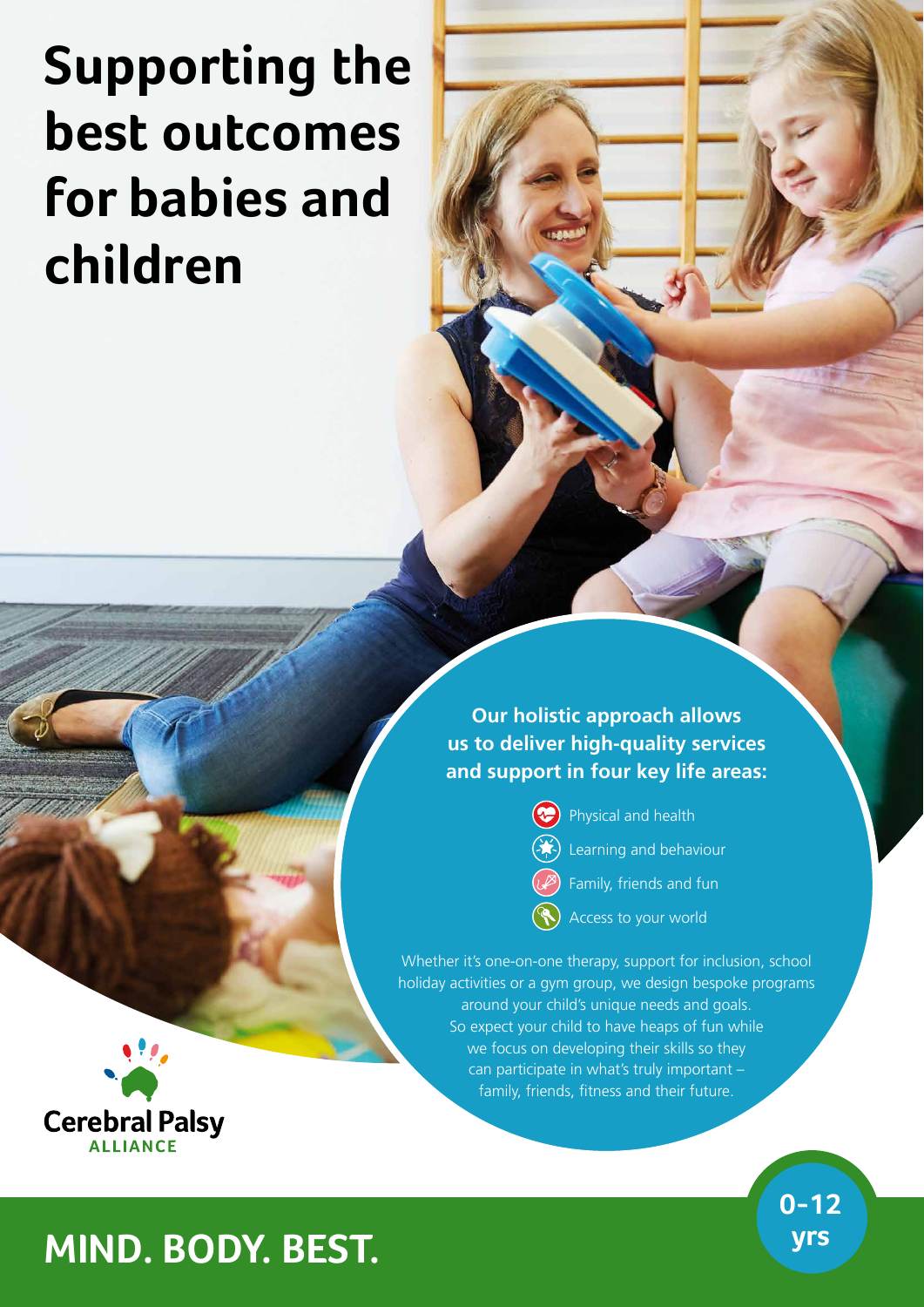# Supporting the best outcomes for babies and children

**Our holistic approach allows us to deliver high-quality services and support in four key life areas:**

- Physical and health
- Learning and behaviour
- Family, friends and fun
- Access to your world

Whether it's one-on-one therapy, support for inclusion, school holiday activities or a gym group, we design bespoke programs around your child's unique needs and goals. So expect your child to have heaps of fun while we focus on developing their skills so they can participate in what's truly important – family, friends, fitness and their future.

Cerebral Palsy ALLIANCE

**0-12 yrs**

## MIND. BODY. BEST.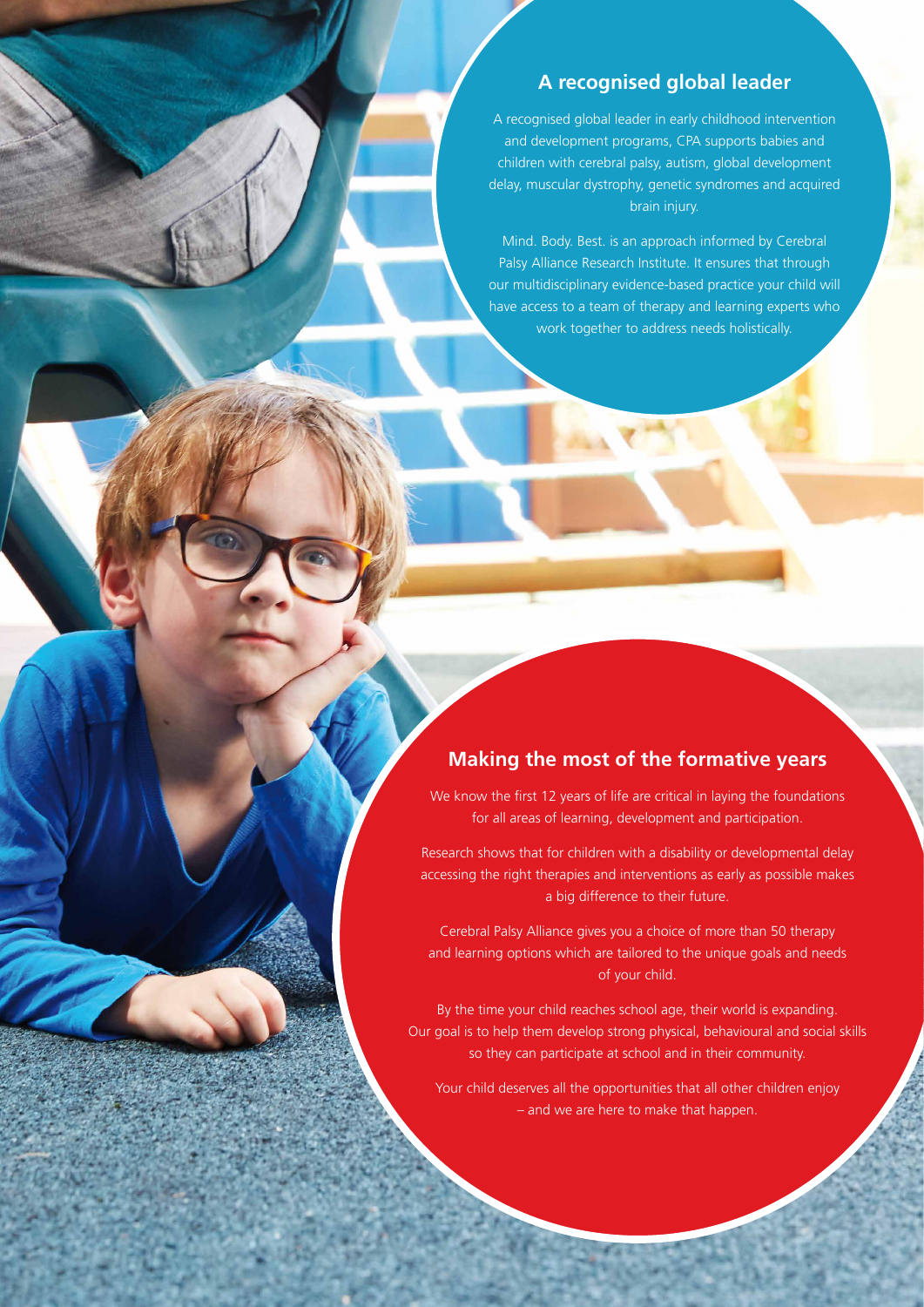## A recognised global leader

A recognised global leader in early childhood intervention and development programs, CPA supports babies and children with cerebral palsy, autism, global development delay, muscular dystrophy, genetic syndromes and acquired brain injury.

Mind. Body. Best. is an approach informed by Cerebral Palsy Alliance Research Institute. It ensures that through our multidisciplinary evidence-based practice your child will have access to a team of therapy and learning experts who work together to address needs holistically.

## Making the most of the formative years

We know the first 12 years of life are critical in laying the foundations for all areas of learning, development and participation.

Research shows that for children with a disability or developmental delay accessing the right therapies and interventions as early as possible makes a big difference to their future.

Cerebral Palsy Alliance gives you a choice of more than 50 therapy and learning options which are tailored to the unique goals and needs of your child.

By the time your child reaches school age, their world is expanding. Our goal is to help them develop strong physical, behavioural and social skills so they can participate at school and in their community.

Your child deserves all the opportunities that all other children enjoy – and we are here to make that happen.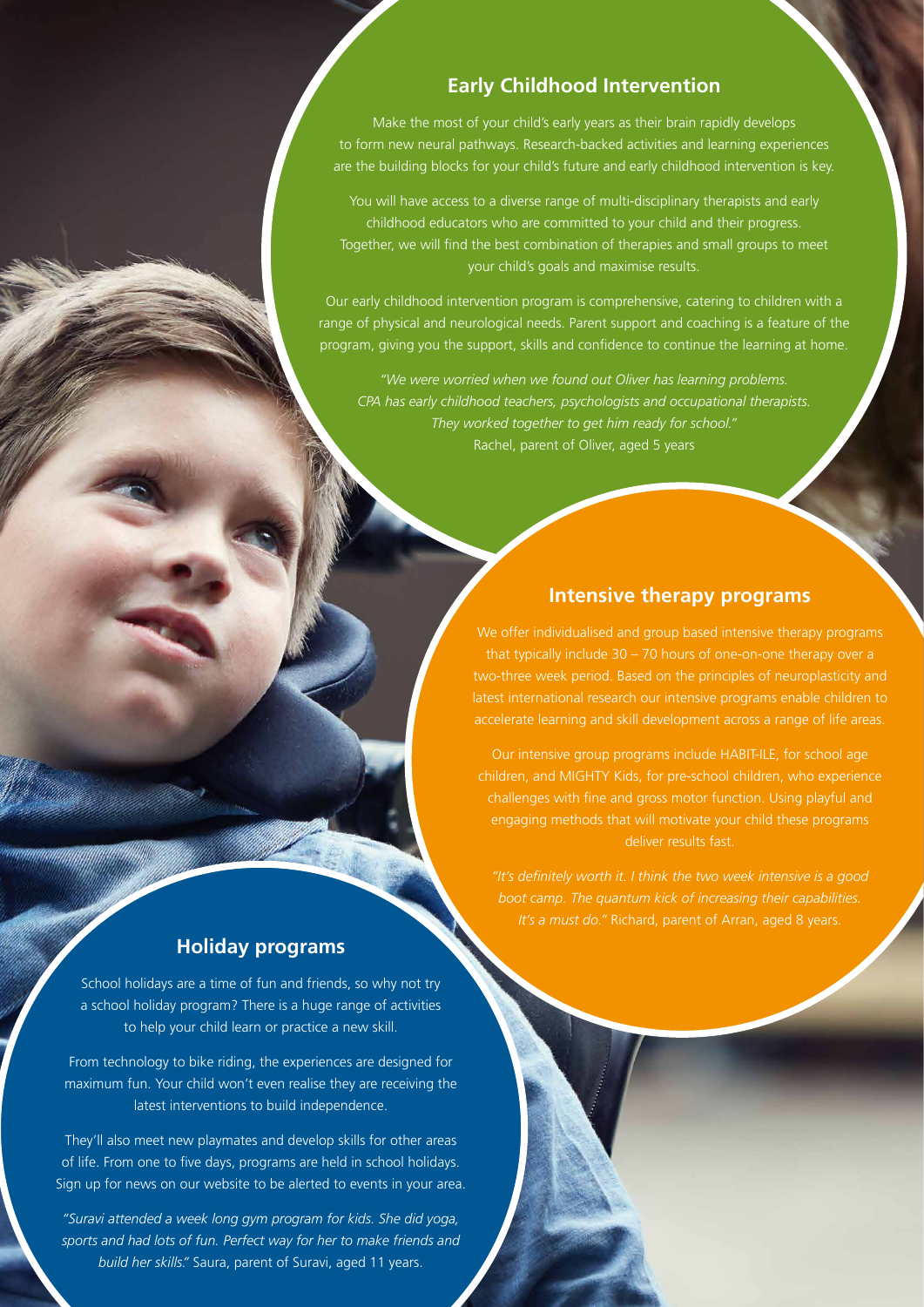## Early Childhood Intervention

Make the most of your child's early years as their brain rapidly develops to form new neural pathways. Research-backed activities and learning experiences are the building blocks for your child's future and early childhood intervention is key.

You will have access to a diverse range of multi-disciplinary therapists and early childhood educators who are committed to your child and their progress. Together, we will find the best combination of therapies and small groups to meet your child's goals and maximise results.

Our early childhood intervention program is comprehensive, catering to children with a range of physical and neurological needs. Parent support and coaching is a feature of the program, giving you the support, skills and confidence to continue the learning at home.

*"We were worried when we found out Oliver has learning problems. CPA has early childhood teachers, psychologists and occupational therapists. They worked together to get him ready for school."* Rachel, parent of Oliver, aged 5 years

## Intensive therapy programs

We offer individualised and group based intensive therapy programs that typically include 30 – 70 hours of one-on-one therapy over a two-three week period. Based on the principles of neuroplasticity and latest international research our intensive programs enable children to accelerate learning and skill development across a range of life areas.

Our intensive group programs include HABIT-ILE, for school age children, and MIGHTY Kids, for pre-school children, who experience challenges with fine and gross motor function. Using playful and engaging methods that will motivate your child these programs deliver results fast.

*"It's definitely worth it. I think the two week intensive is a good boot camp. The quantum kick of increasing their capabilities. It's a must do."* Richard, parent of Arran, aged 8 years.

## Holiday programs

School holidays are a time of fun and friends, so why not try a school holiday program? There is a huge range of activities to help your child learn or practice a new skill.

From technology to bike riding, the experiences are designed for maximum fun. Your child won't even realise they are receiving the latest interventions to build independence.

They'll also meet new playmates and develop skills for other areas of life. From one to five days, programs are held in school holidays. Sign up for news on our website to be alerted to events in your area.

*"Suravi attended a week long gym program for kids. She did yoga, sports and had lots of fun. Perfect way for her to make friends and build her skills."* Saura, parent of Suravi, aged 11 years.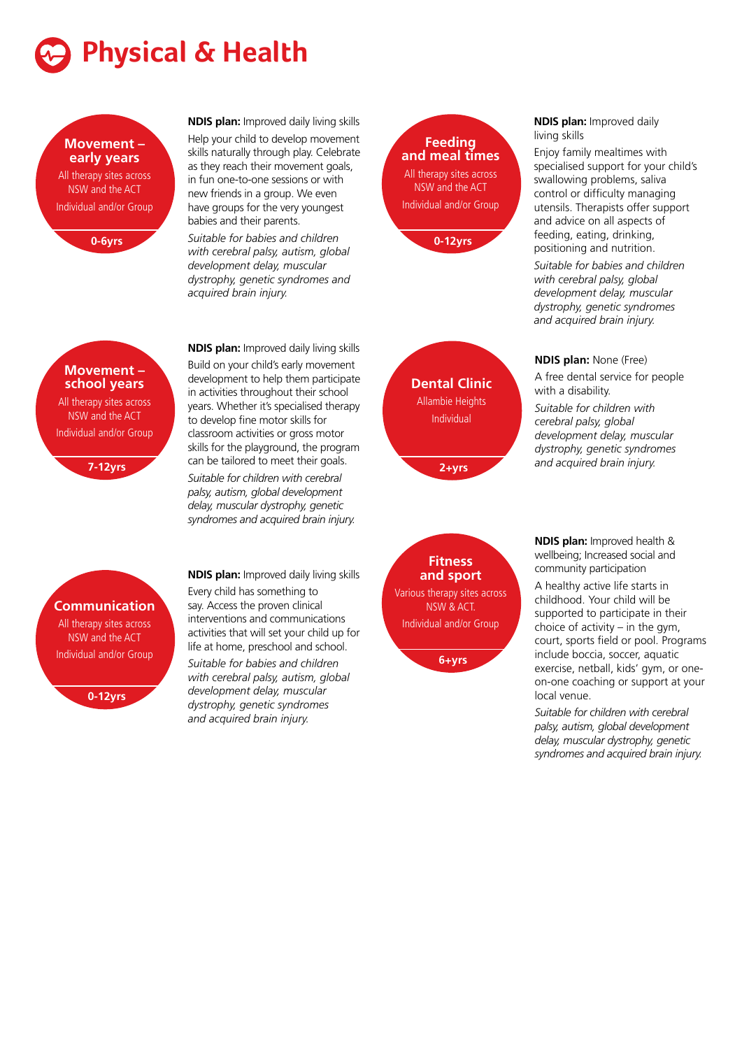# Physical & Health

## Movement – early years

All therapy sites across NSW and the ACT

Individual and/or Group

**0-6yrs**

**NDIS plan:** Improved daily living skills

Help your child to develop movement skills naturally through play. Celebrate as they reach their movement goals, in fun one-to-one sessions or with new friends in a group. We even have groups for the very youngest babies and their parents.

*Suitable for babies and children with cerebral palsy, autism, global development delay, muscular dystrophy, genetic syndromes and acquired brain injury.*

## Movement – school years

All therapy sites across NSW and the ACT

Individual and/or Group

**7-12yrs**

**NDIS plan:** Improved daily living skills

Build on your child's early movement development to help them participate in activities throughout their school years. Whether it's specialised therapy to develop fine motor skills for classroom activities or gross motor skills for the playground, the program can be tailored to meet their goals.

*Suitable for children with cerebral palsy, autism, global development delay, muscular dystrophy, genetic syndromes and acquired brain injury.*

## Communication

All therapy sites across NSW and the ACT

Individual and/or Group

**0-12yrs**

**NDIS plan:** Improved daily living skills

Every child has something to say. Access the proven clinical interventions and communications activities that will set your child up for life at home, preschool and school.

*Suitable for babies and children with cerebral palsy, autism, global development delay, muscular dystrophy, genetic syndromes and acquired brain injury.*

## Feeding and meal times

All therapy sites across NSW and the ACT

Individual and/or Group

**0-12yrs**

**NDIS plan:** Improved daily living skills

Enjoy family mealtimes with specialised support for your child's swallowing problems, saliva control or difficulty managing utensils. Therapists offer support and advice on all aspects of feeding, eating, drinking, positioning and nutrition.

*Suitable for babies and children with cerebral palsy, global development delay, muscular dystrophy, genetic syndromes and acquired brain injury.*

## Dental Clinic

Allambie Heights

Individual

**2+yrs**

**NDIS plan:** None (Free)

A free dental service for people with a disability.

*Suitable for children with cerebral palsy, global development delay, muscular dystrophy, genetic syndromes and acquired brain injury.*

## Fitness and sport

Various therapy sites across NSW & ACT.

Individual and/or Group

**6+yrs**

**NDIS plan:** Improved health & wellbeing; Increased social and community participation

A healthy active life starts in childhood. Your child will be supported to participate in their choice of activity – in the gym, court, sports field or pool. Programs include boccia, soccer, aquatic exercise, netball, kids' gym, or one-on-one coaching or support at your local venue.

*Suitable for children with cerebral palsy, autism, global development delay, muscular dystrophy, genetic syndromes and acquired brain injury.*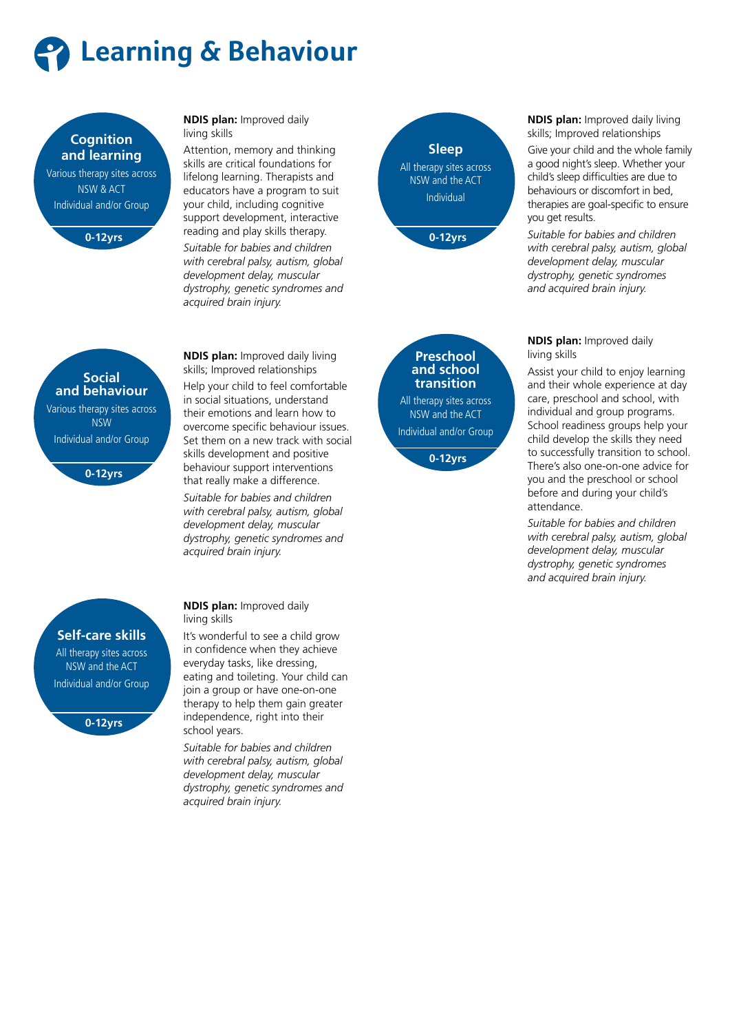# Learning & Behaviour

## Cognition and learning

Various therapy sites across NSW & ACT

Individual and/or Group

**0-12yrs**

**NDIS plan:** Improved daily living skills

Attention, memory and thinking skills are critical foundations for lifelong learning. Therapists and educators have a program to suit your child, including cognitive support development, interactive reading and play skills therapy.

*Suitable for babies and children with cerebral palsy, autism, global development delay, muscular dystrophy, genetic syndromes and acquired brain injury.*

## Sleep

All therapy sites across NSW and the ACT

Individual

**0-12yrs**

**NDIS plan:** Improved daily living skills; Improved relationships

Give your child and the whole family a good night's sleep. Whether your child's sleep difficulties are due to behaviours or discomfort in bed, therapies are goal-specific to ensure you get results.

*Suitable for babies and children with cerebral palsy, autism, global development delay, muscular dystrophy, genetic syndromes and acquired brain injury.*

## Social and behaviour

Various therapy sites across NSW

Individual and/or Group

**0-12yrs**

**NDIS plan:** Improved daily living skills; Improved relationships

Help your child to feel comfortable in social situations, understand their emotions and learn how to overcome specific behaviour issues. Set them on a new track with social skills development and positive behaviour support interventions that really make a difference.

*Suitable for babies and children with cerebral palsy, autism, global development delay, muscular dystrophy, genetic syndromes and acquired brain injury.*

## Preschool and school transition

All therapy sites across NSW and the ACT

Individual and/or Group

**0-12yrs**

**NDIS plan:** Improved daily living skills

Assist your child to enjoy learning and their whole experience at day care, preschool and school, with individual and group programs. School readiness groups help your child develop the skills they need to successfully transition to school. There's also one-on-one advice for you and the preschool or school before and during your child's attendance.

*Suitable for babies and children with cerebral palsy, autism, global development delay, muscular dystrophy, genetic syndromes and acquired brain injury.*

## Self-care skills

All therapy sites across NSW and the ACT

Individual and/or Group

**0-12yrs**

**NDIS plan:** Improved daily living skills

It's wonderful to see a child grow in confidence when they achieve everyday tasks, like dressing, eating and toileting. Your child can join a group or have one-on-one therapy to help them gain greater independence, right into their school years.

*Suitable for babies and children with cerebral palsy, autism, global development delay, muscular dystrophy, genetic syndromes and acquired brain injury.*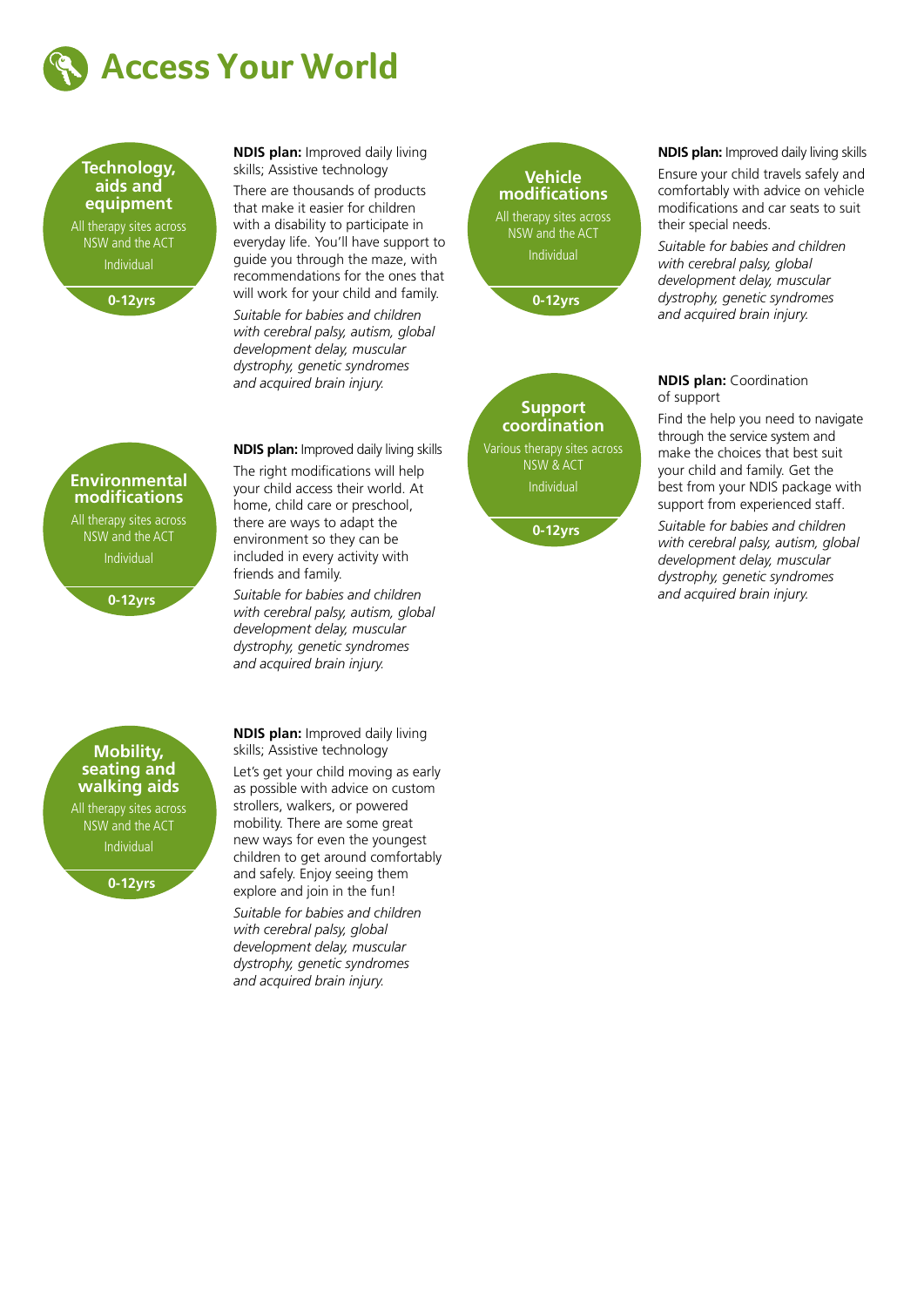# Access Your World

### Technology, aids and equipment

All therapy sites across NSW and the ACT

Individual

0-12yrs

**NDIS plan:** Improved daily living skills; Assistive technology

There are thousands of products that make it easier for children with a disability to participate in everyday life. You'll have support to guide you through the maze, with recommendations for the ones that will work for your child and family.

*Suitable for babies and children with cerebral palsy, autism, global development delay, muscular dystrophy, genetic syndromes and acquired brain injury.*

### Environmental modifications

All therapy sites across NSW and the ACT

Individual

0-12yrs

**NDIS plan:** Improved daily living skills

The right modifications will help your child access their world. At home, child care or preschool, there are ways to adapt the environment so they can be included in every activity with friends and family.

*Suitable for babies and children with cerebral palsy, autism, global development delay, muscular dystrophy, genetic syndromes and acquired brain injury.*

### Mobility, seating and walking aids

All therapy sites across NSW and the ACT

Individual

0-12yrs

**NDIS plan:** Improved daily living skills; Assistive technology

Let's get your child moving as early as possible with advice on custom strollers, walkers, or powered mobility. There are some great new ways for even the youngest children to get around comfortably and safely. Enjoy seeing them explore and join in the fun!

*Suitable for babies and children with cerebral palsy, global development delay, muscular dystrophy, genetic syndromes and acquired brain injury.*

### Vehicle modifications

All therapy sites across NSW and the ACT

Individual

0-12yrs

**NDIS plan:** Improved daily living skills

Ensure your child travels safely and comfortably with advice on vehicle modifications and car seats to suit their special needs.

*Suitable for babies and children with cerebral palsy, global development delay, muscular dystrophy, genetic syndromes and acquired brain injury.*

### Support coordination

Various therapy sites across NSW & ACT

Individual

0-12yrs

**NDIS plan:** Coordination of support

Find the help you need to navigate through the service system and make the choices that best suit your child and family. Get the best from your NDIS package with support from experienced staff.

*Suitable for babies and children with cerebral palsy, autism, global development delay, muscular dystrophy, genetic syndromes and acquired brain injury.*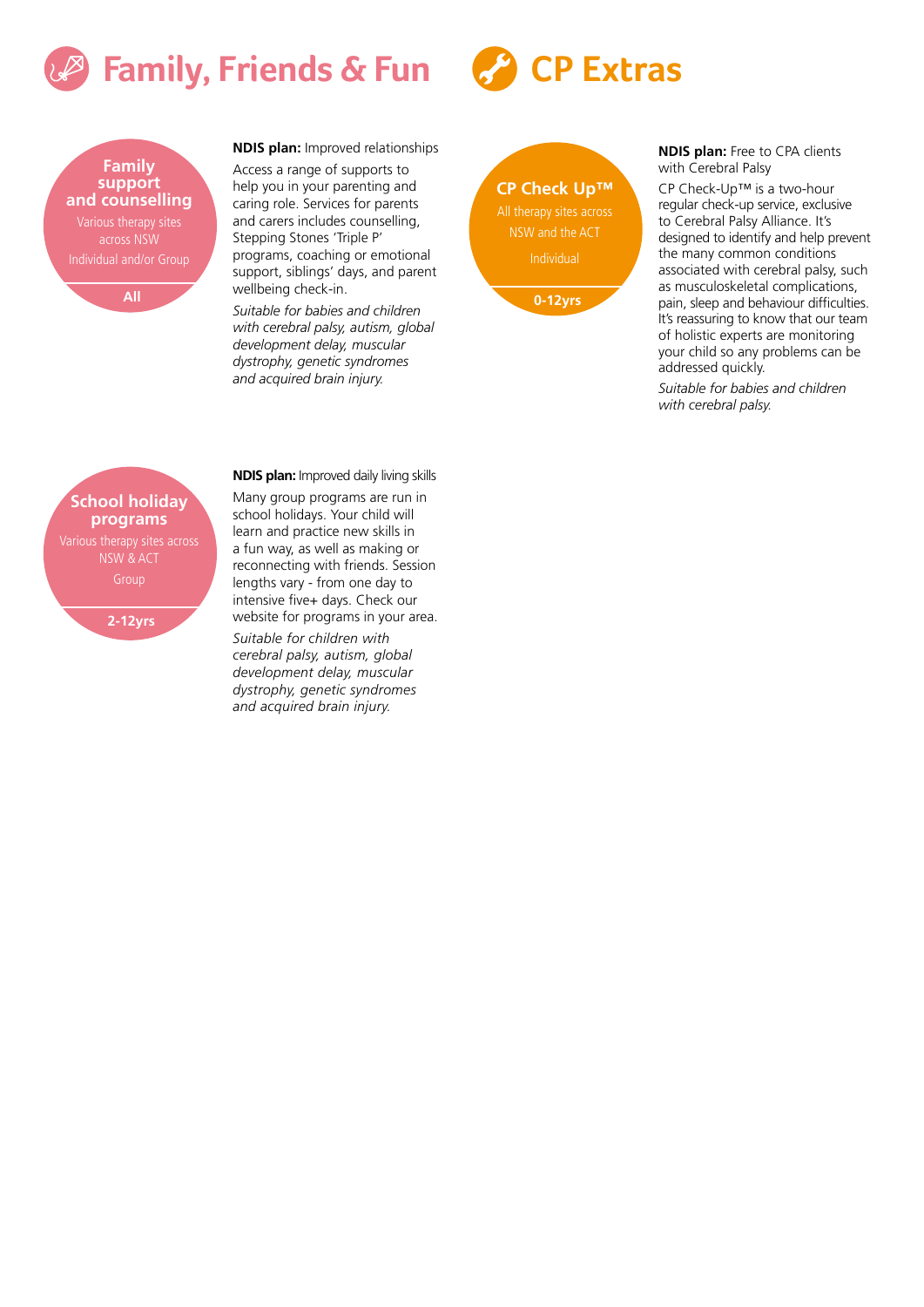# Family, Friends & Fun

### Family support and counselling

Various therapy sites across NSW

Individual and/or Group

All

**NDIS plan:** Improved relationships

Access a range of supports to help you in your parenting and caring role. Services for parents and carers includes counselling, Stepping Stones 'Triple P' programs, coaching or emotional support, siblings' days, and parent wellbeing check-in.

*Suitable for babies and children with cerebral palsy, autism, global development delay, muscular dystrophy, genetic syndromes and acquired brain injury.*

### School holiday programs

Various therapy sites across NSW & ACT

Group

2-12yrs

**NDIS plan:** Improved daily living skills

Many group programs are run in school holidays. Your child will learn and practice new skills in a fun way, as well as making or reconnecting with friends. Session lengths vary - from one day to intensive five+ days. Check our website for programs in your area.

*Suitable for children with cerebral palsy, autism, global development delay, muscular dystrophy, genetic syndromes and acquired brain injury.*

# CP Extras

### CP Check Up™

All therapy sites across NSW and the ACT

Individual

0-12yrs

**NDIS plan:** Free to CPA clients with Cerebral Palsy

CP Check-Up™ is a two-hour regular check-up service, exclusive to Cerebral Palsy Alliance. It's designed to identify and help prevent the many common conditions associated with cerebral palsy, such as musculoskeletal complications, pain, sleep and behaviour difficulties. It's reassuring to know that our team of holistic experts are monitoring your child so any problems can be addressed quickly.

*Suitable for babies and children with cerebral palsy.*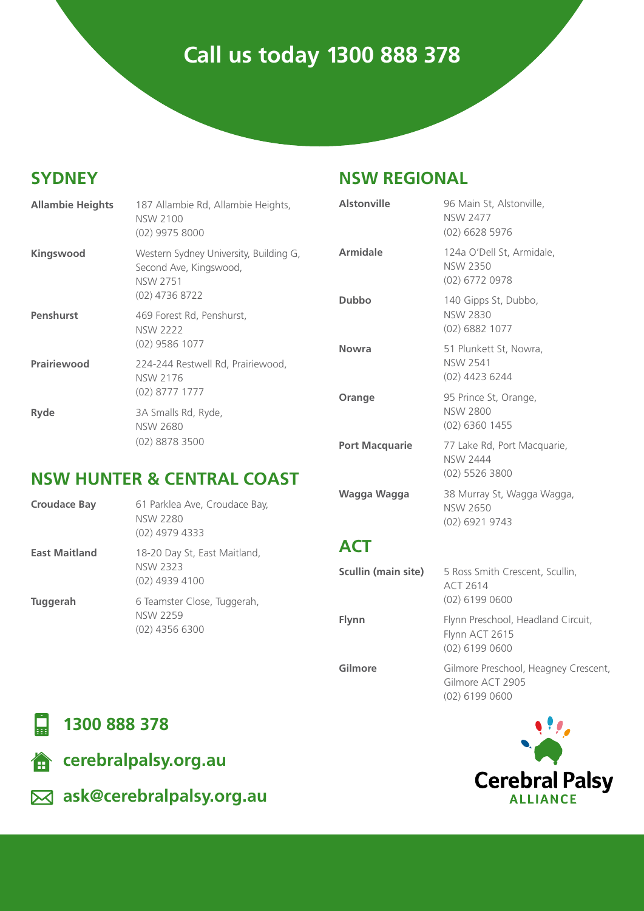# Call us today 1300 888 378

## SYDNEY

**Allambie Heights**
187 Allambie Rd, Allambie Heights,
NSW 2100
(02) 9975 8000

**Kingswood**
Western Sydney University, Building G,
Second Ave, Kingswood,
NSW 2751
(02) 4736 8722

**Penshurst**
469 Forest Rd, Penshurst,
NSW 2222
(02) 9586 1077

**Prairiewood**
224-244 Restwell Rd, Prairiewood,
NSW 2176
(02) 8777 1777

**Ryde**
3A Smalls Rd, Ryde,
NSW 2680
(02) 8878 3500

## NSW HUNTER & CENTRAL COAST

**Croudace Bay**
61 Parklea Ave, Croudace Bay,
NSW 2280
(02) 4979 4333

**East Maitland**
18-20 Day St, East Maitland,
NSW 2323
(02) 4939 4100

**Tuggerah**
6 Teamster Close, Tuggerah,
NSW 2259
(02) 4356 6300

## NSW REGIONAL

**Alstonville**
96 Main St, Alstonville,
NSW 2477
(02) 6628 5976

**Armidale**
124a O'Dell St, Armidale,
NSW 2350
(02) 6772 0978

**Dubbo**
140 Gipps St, Dubbo,
NSW 2830
(02) 6882 1077

**Nowra**
51 Plunkett St, Nowra,
NSW 2541
(02) 4423 6244

**Orange**
95 Prince St, Orange,
NSW 2800
(02) 6360 1455

**Port Macquarie**
77 Lake Rd, Port Macquarie,
NSW 2444
(02) 5526 3800

**Wagga Wagga**
38 Murray St, Wagga Wagga,
NSW 2650
(02) 6921 9743

## ACT

**Scullin (main site)**
5 Ross Smith Crescent, Scullin,
ACT 2614
(02) 6199 0600

**Flynn**
Flynn Preschool, Headland Circuit,
Flynn ACT 2615
(02) 6199 0600

**Gilmore**
Gilmore Preschool, Heagney Crescent,
Gilmore ACT 2905
(02) 6199 0600

**1300 888 378**

**cerebralpalsy.org.au**

**ask@cerebralpalsy.org.au**

Cerebral Palsy ALLIANCE